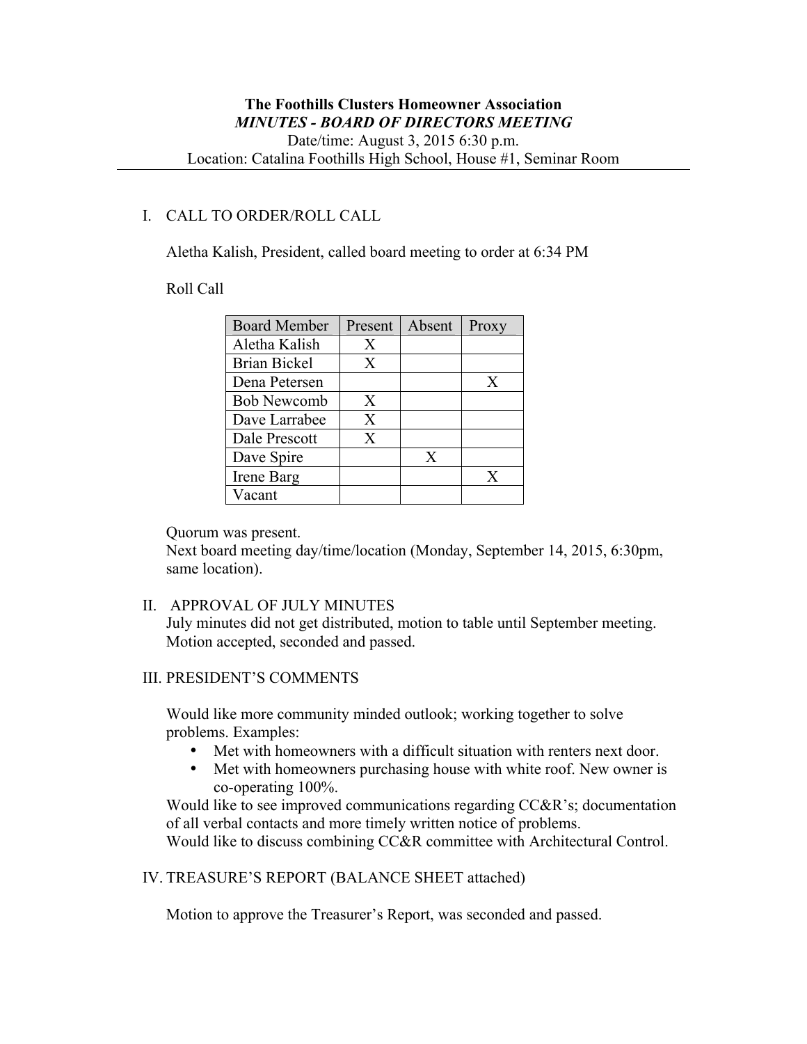# The Foothills Clusters Homeowner Association

***MINUTES - BOARD OF DIRECTORS MEETING***

Date/time: August 3, 2015 6:30 p.m.

Location: Catalina Foothills High School, House #1, Seminar Room

---

## I. CALL TO ORDER/ROLL CALL

Aletha Kalish, President, called board meeting to order at 6:34 PM

Roll Call

| Board Member | Present | Absent | Proxy |
|---|---|---|---|
| Aletha Kalish | X | | |
| Brian Bickel | X | | |
| Dena Petersen | | | X |
| Bob Newcomb | X | | |
| Dave Larrabee | X | | |
| Dale Prescott | X | | |
| Dave Spire | | X | |
| Irene Barg | | | X |
| Vacant | | | |

Quorum was present.

Next board meeting day/time/location (Monday, September 14, 2015, 6:30pm, same location).

## II. APPROVAL OF JULY MINUTES

July minutes did not get distributed, motion to table until September meeting. Motion accepted, seconded and passed.

## III. PRESIDENT'S COMMENTS

Would like more community minded outlook; working together to solve problems. Examples:

- Met with homeowners with a difficult situation with renters next door.
- Met with homeowners purchasing house with white roof. New owner is co-operating 100%.

Would like to see improved communications regarding CC&R's; documentation of all verbal contacts and more timely written notice of problems.

Would like to discuss combining CC&R committee with Architectural Control.

## IV. TREASURE'S REPORT (BALANCE SHEET attached)

Motion to approve the Treasurer's Report, was seconded and passed.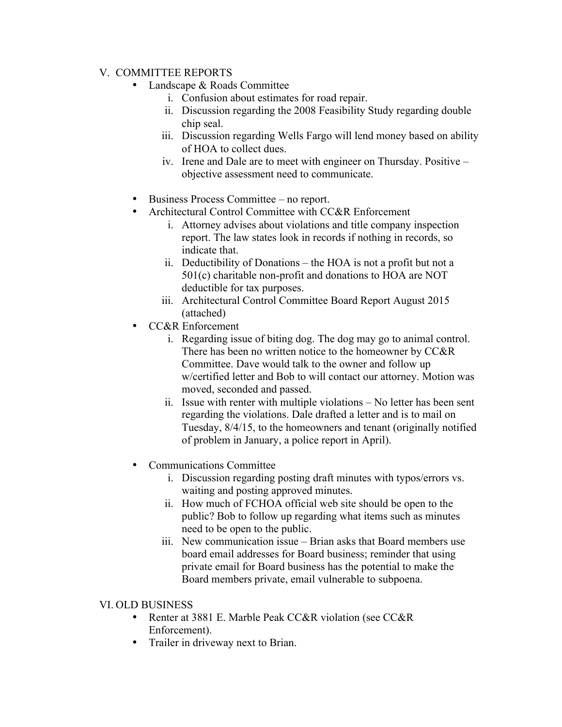## V. COMMITTEE REPORTS

- Landscape & Roads Committee
  1. Confusion about estimates for road repair.
  2. Discussion regarding the 2008 Feasibility Study regarding double chip seal.
  3. Discussion regarding Wells Fargo will lend money based on ability of HOA to collect dues.
  4. Irene and Dale are to meet with engineer on Thursday. Positive – objective assessment need to communicate.

- Business Process Committee – no report.
- Architectural Control Committee with CC&R Enforcement
  1. Attorney advises about violations and title company inspection report. The law states look in records if nothing in records, so indicate that.
  2. Deductibility of Donations – the HOA is not a profit but not a 501(c) charitable non-profit and donations to HOA are NOT deductible for tax purposes.
  3. Architectural Control Committee Board Report August 2015 (attached)
- CC&R Enforcement
  1. Regarding issue of biting dog. The dog may go to animal control. There has been no written notice to the homeowner by CC&R Committee. Dave would talk to the owner and follow up w/certified letter and Bob to will contact our attorney. Motion was moved, seconded and passed.
  2. Issue with renter with multiple violations – No letter has been sent regarding the violations. Dale drafted a letter and is to mail on Tuesday, 8/4/15, to the homeowners and tenant (originally notified of problem in January, a police report in April).

- Communications Committee
  1. Discussion regarding posting draft minutes with typos/errors vs. waiting and posting approved minutes.
  2. How much of FCHOA official web site should be open to the public? Bob to follow up regarding what items such as minutes need to be open to the public.
  3. New communication issue – Brian asks that Board members use board email addresses for Board business; reminder that using private email for Board business has the potential to make the Board members private, email vulnerable to subpoena.

## VI. OLD BUSINESS

- Renter at 3881 E. Marble Peak CC&R violation (see CC&R Enforcement).
- Trailer in driveway next to Brian.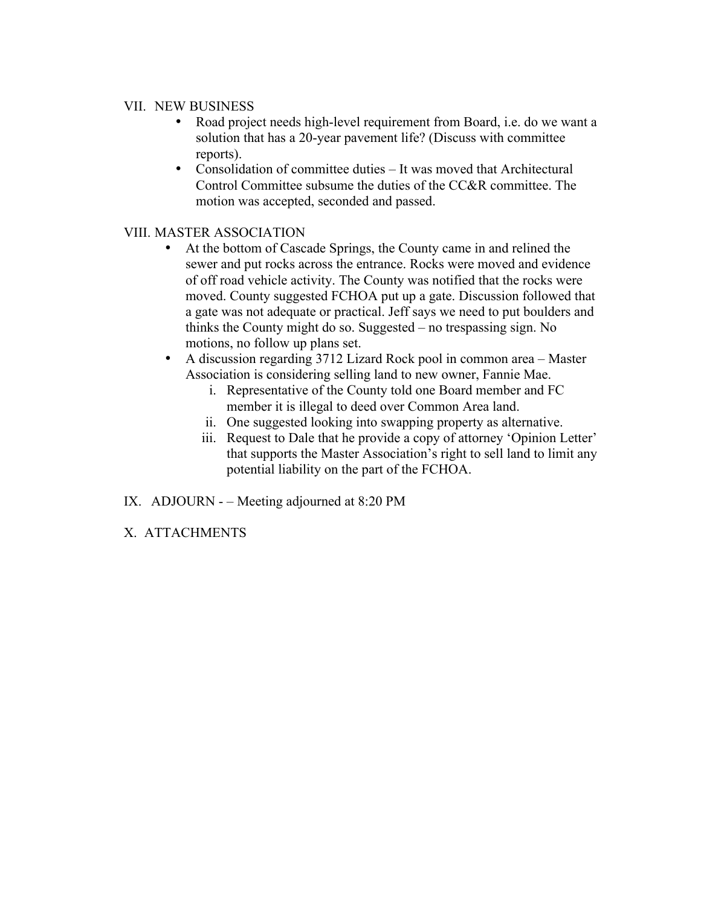## VII. NEW BUSINESS

- Road project needs high-level requirement from Board, i.e. do we want a solution that has a 20-year pavement life? (Discuss with committee reports).
- Consolidation of committee duties – It was moved that Architectural Control Committee subsume the duties of the CC&R committee. The motion was accepted, seconded and passed.

## VIII. MASTER ASSOCIATION

- At the bottom of Cascade Springs, the County came in and relined the sewer and put rocks across the entrance. Rocks were moved and evidence of off road vehicle activity. The County was notified that the rocks were moved. County suggested FCHOA put up a gate. Discussion followed that a gate was not adequate or practical. Jeff says we need to put boulders and thinks the County might do so. Suggested – no trespassing sign. No motions, no follow up plans set.
- A discussion regarding 3712 Lizard Rock pool in common area – Master Association is considering selling land to new owner, Fannie Mae.
  - i. Representative of the County told one Board member and FC member it is illegal to deed over Common Area land.
  - ii. One suggested looking into swapping property as alternative.
  - iii. Request to Dale that he provide a copy of attorney 'Opinion Letter' that supports the Master Association's right to sell land to limit any potential liability on the part of the FCHOA.

## IX. ADJOURN - – Meeting adjourned at 8:20 PM

## X. ATTACHMENTS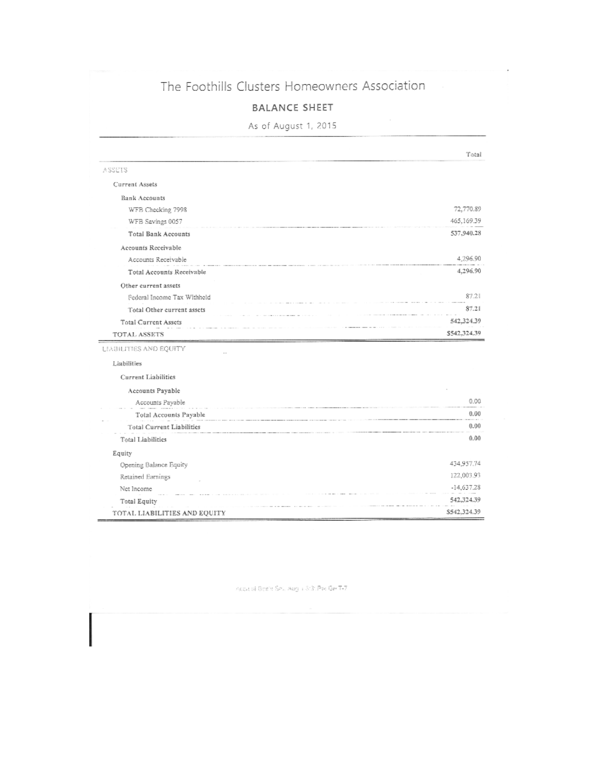# The Foothills Clusters Homeowners Association

## BALANCE SHEET

As of August 1, 2015

| | Total |
|---|---|
| ASSETS | |
| Current Assets | |
| Bank Accounts | |
| WFB Checking 7998 | 72,770.89 |
| WFB Savings 0057 | 465,169.39 |
| Total Bank Accounts | 537,940.28 |
| Accounts Receivable | |
| Accounts Receivable | 4,296.90 |
| Total Accounts Receivable | 4,296.90 |
| Other current assets | |
| Federal Income Tax Withheld | 87.21 |
| Total Other current assets | 87.21 |
| Total Current Assets | 542,324.39 |
| TOTAL ASSETS | $542,324.39 |
| LIABILITIES AND EQUITY | |
| Liabilities | |
| Current Liabilities | |
| Accounts Payable | |
| Accounts Payable | 0.00 |
| Total Accounts Payable | 0.00 |
| Total Current Liabilities | 0.00 |
| Total Liabilities | 0.00 |
| Equity | |
| Opening Balance Equity | 434,957.74 |
| Retained Earnings | 122,003.93 |
| Net Income | -14,637.28 |
| Total Equity | 542,324.39 |
| TOTAL LIABILITIES AND EQUITY | $542,324.39 |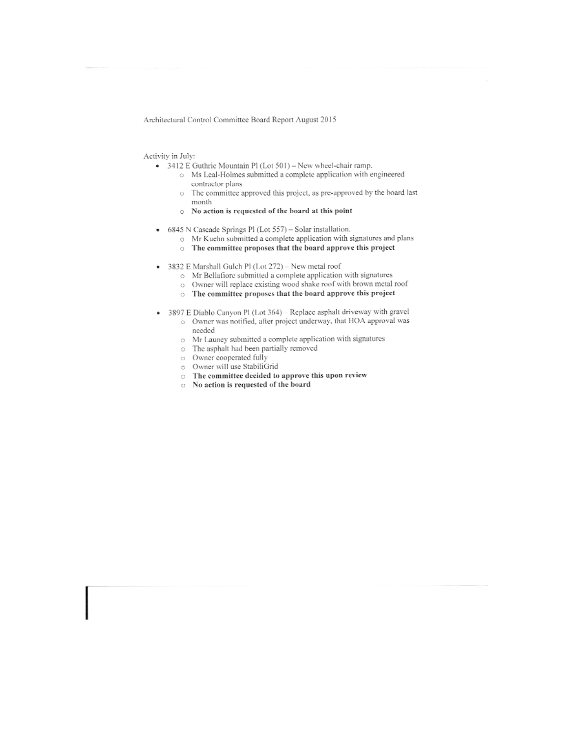Architectural Control Committee Board Report August 2015

Activity in July:

- 3412 E Guthrie Mountain Pl (Lot 501) – New wheel-chair ramp.
  - Ms Leal-Holmes submitted a complete application with engineered contractor plans
  - The committee approved this project, as pre-approved by the board last month
  - **No action is requested of the board at this point**

- 6845 N Cascade Springs Pl (Lot 557) – Solar installation.
  - Mr Kuehn submitted a complete application with signatures and plans
  - **The committee proposes that the board approve this project**

- 3832 E Marshall Gulch Pl (Lot 272) – New metal roof
  - Mr Bellafiore submitted a complete application with signatures
  - Owner will replace existing wood shake roof with brown metal roof
  - **The committee proposes that the board approve this project**

- 3897 E Diablo Canyon Pl (Lot 364) – Replace asphalt driveway with gravel
  - Owner was notified, after project underway, that HOA approval was needed
  - Mr Launey submitted a complete application with signatures
  - The asphalt had been partially removed
  - Owner cooperated fully
  - Owner will use StabiliGrid
  - **The committee decided to approve this upon review**
  - **No action is requested of the board**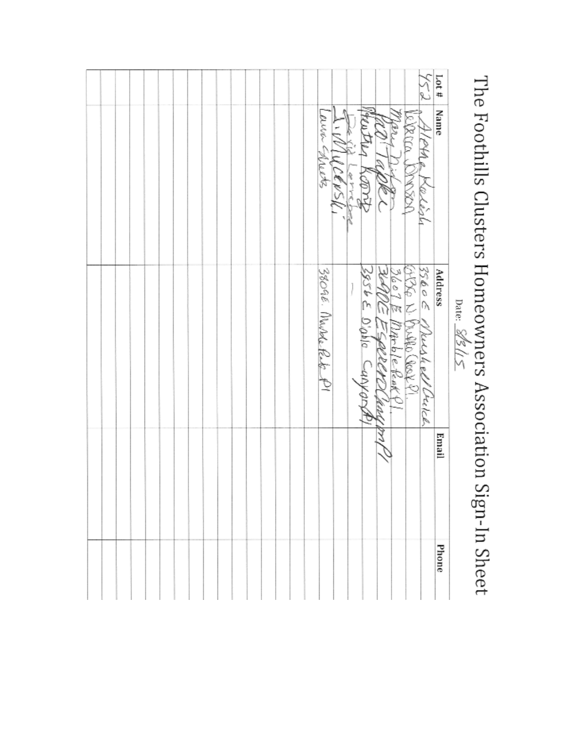# The Foothills Clusters Homeowners Association Sign-In Sheet

Date: 8/31/15

| Lot # | Name | Address | Email | Phone |
|---|---|---|---|---|
| 452 | Alethea Raleigh | 3560 E Mushell Gulch | | |
| | Rebecca Johnson | 3786 N. Pueblo Creek Pl. | | |
| | Mary Dixon | 3607 E Marble Peak Pl. | | |
| | Fred Tapper | 3602 E Esperero Canyon Pl | | |
| | Preston Koontz | 3956 E Diablo Canyon Pl | | |
| | David Lerndar | — | | |
| | L. Mucowski | | | |
| | Laura Sheets | 3809 E. Marble Peak Pl | | |
| | | | | |
| | | | | |
| | | | | |
| | | | | |
| | | | | |
| | | | | |
| | | | | |
| | | | | |
| | | | | |
| | | | | |
| | | | | |
| | | | | |
| | | | | |
| | | | | |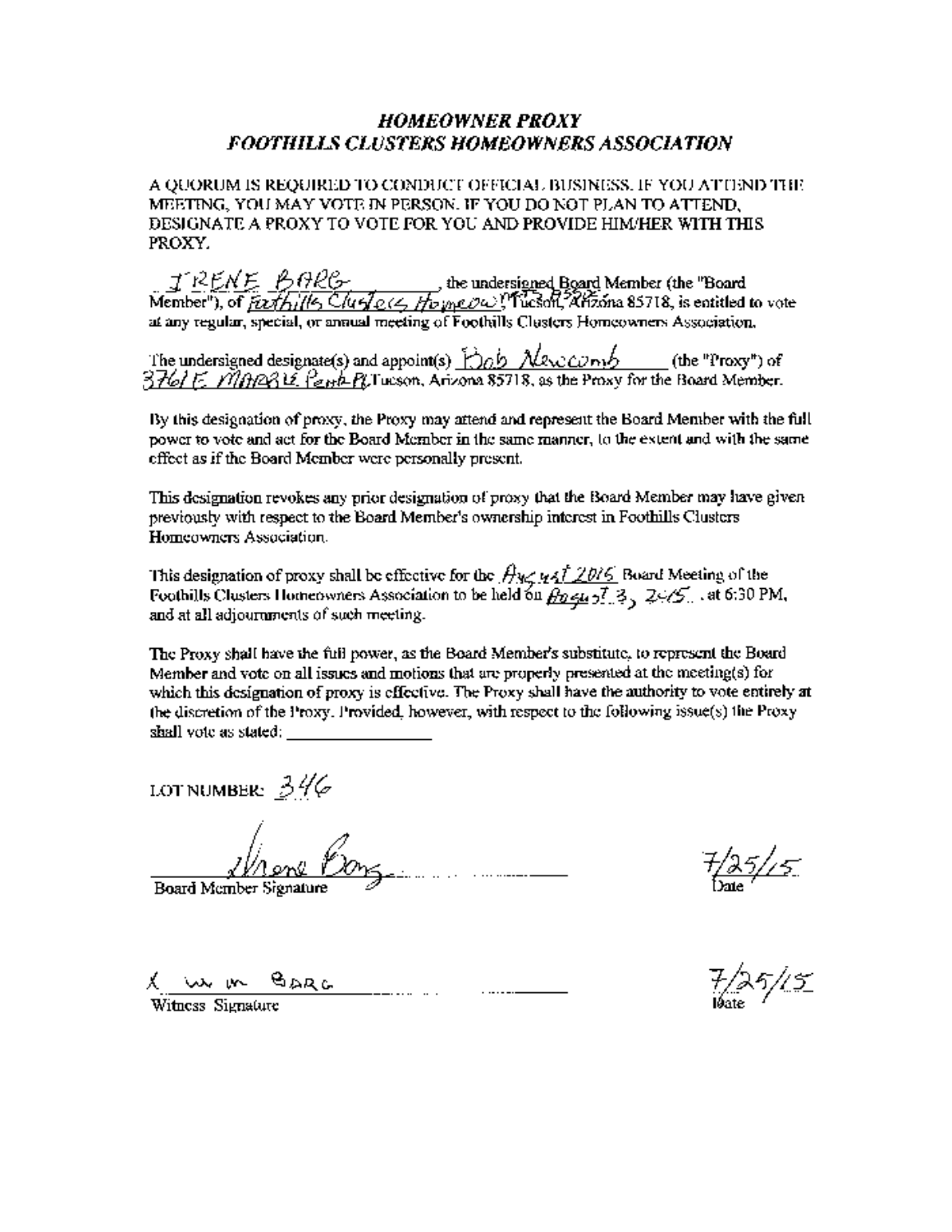## *HOMEOWNER PROXY*
## *FOOTHILLS CLUSTERS HOMEOWNERS ASSOCIATION*

A QUORUM IS REQUIRED TO CONDUCT OFFICIAL BUSINESS. IF YOU ATTEND THE MEETING, YOU MAY VOTE IN PERSON. IF YOU DO NOT PLAN TO ATTEND, DESIGNATE A PROXY TO VOTE FOR YOU AND PROVIDE HIM/HER WITH THIS PROXY.

IRENE BARG, the undersigned Board Member (the "Board Member"), of Foothills Clusters Homeow, Tucson, Arizona 85718, is entitled to vote at any regular, special, or annual meeting of Foothills Clusters Homeowners Association.

The undersigned designate(s) and appoint(s) Bob Newcomb (the "Proxy") of 3761 E. MARBLE Peak Pl Tucson, Arizona 85718, as the Proxy for the Board Member.

By this designation of proxy, the Proxy may attend and represent the Board Member with the full power to vote and act for the Board Member in the same manner, to the extent and with the same effect as if the Board Member were personally present.

This designation revokes any prior designation of proxy that the Board Member may have given previously with respect to the Board Member's ownership interest in Foothills Clusters Homeowners Association.

This designation of proxy shall be effective for the August 2015 Board Meeting of the Foothills Clusters Homeowners Association to be held on August 3, 2015, at 6:30 PM, and at all adjournments of such meeting.

The Proxy shall have the full power, as the Board Member's substitute, to represent the Board Member and vote on all issues and motions that are properly presented at the meeting(s) for which this designation of proxy is effective. The Proxy shall have the authority to vote entirely at the discretion of the Proxy. Provided, however, with respect to the following issue(s) the Proxy shall vote as stated: _______________

LOT NUMBER: 346

Irene Barg
Board Member Signature

7/25/15
Date

X Wm Barg
Witness Signature

7/25/15
Date